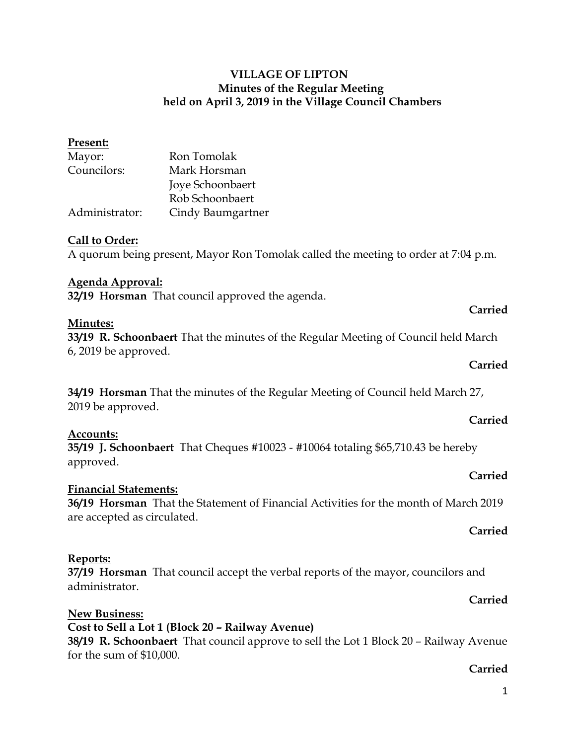# VILLAGE OF LIPTON
## Minutes of the Regular Meeting
## held on April 3, 2019 in the Village Council Chambers

**Present:**

| | |
|---|---|
| Mayor: | Ron Tomolak |
| Councilors: | Mark Horsman |
| | Joye Schoonbaert |
| | Rob Schoonbaert |
| Administrator: | Cindy Baumgartner |

**Call to Order:**
A quorum being present, Mayor Ron Tomolak called the meeting to order at 7:04 p.m.

**Agenda Approval:**
**32/19 Horsman** That council approved the agenda.

**Carried**

**Minutes:**
**33/19 R. Schoonbaert** That the minutes of the Regular Meeting of Council held March 6, 2019 be approved.

**Carried**

**34/19 Horsman** That the minutes of the Regular Meeting of Council held March 27, 2019 be approved.

**Carried**

**Accounts:**
**35/19 J. Schoonbaert** That Cheques #10023 - #10064 totaling $65,710.43 be hereby approved.

**Carried**

**Financial Statements:**
**36/19 Horsman** That the Statement of Financial Activities for the month of March 2019 are accepted as circulated.

**Carried**

**Reports:**
**37/19 Horsman** That council accept the verbal reports of the mayor, councilors and administrator.

**Carried**

**New Business:**
**Cost to Sell a Lot 1 (Block 20 – Railway Avenue)**
**38/19 R. Schoonbaert** That council approve to sell the Lot 1 Block 20 – Railway Avenue for the sum of $10,000.

**Carried**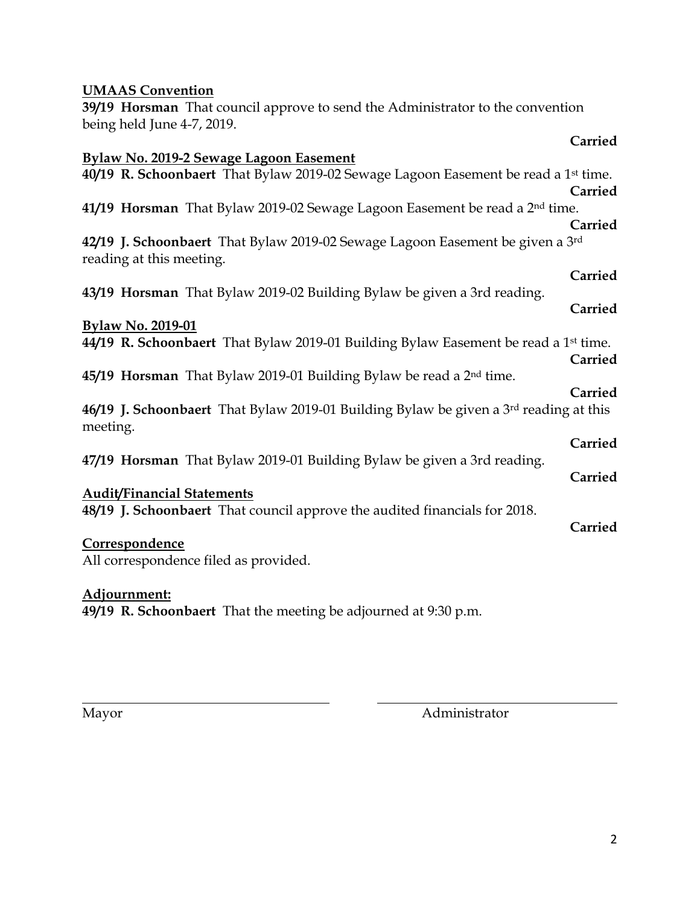**UMAAS Convention**

**39/19 Horsman** That council approve to send the Administrator to the convention being held June 4-7, 2019.

**Carried**

**Bylaw No. 2019-2 Sewage Lagoon Easement**

**40/19 R. Schoonbaert** That Bylaw 2019-02 Sewage Lagoon Easement be read a 1st time.

**Carried**

**41/19 Horsman** That Bylaw 2019-02 Sewage Lagoon Easement be read a 2nd time.

**Carried**

**42/19 J. Schoonbaert** That Bylaw 2019-02 Sewage Lagoon Easement be given a 3rd reading at this meeting.

**Carried**

**43/19 Horsman** That Bylaw 2019-02 Building Bylaw be given a 3rd reading.

**Carried**

**Bylaw No. 2019-01**

**44/19 R. Schoonbaert** That Bylaw 2019-01 Building Bylaw Easement be read a 1st time.

**Carried**

**45/19 Horsman** That Bylaw 2019-01 Building Bylaw be read a 2nd time.

**Carried**

**46/19 J. Schoonbaert** That Bylaw 2019-01 Building Bylaw be given a 3rd reading at this meeting.

**Carried**

**47/19 Horsman** That Bylaw 2019-01 Building Bylaw be given a 3rd reading.

**Carried**

**Audit/Financial Statements**

**48/19 J. Schoonbaert** That council approve the audited financials for 2018.

**Carried**

**Correspondence**

All correspondence filed as provided.

**Adjournment:**

**49/19 R. Schoonbaert** That the meeting be adjourned at 9:30 p.m.

Mayor

Administrator